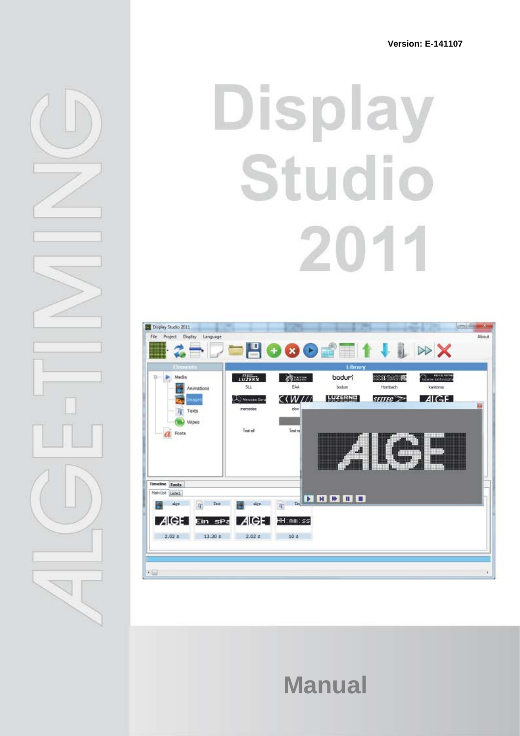Version: E-141107

# Display Studio 2011

ALGE-TIMING

# Manual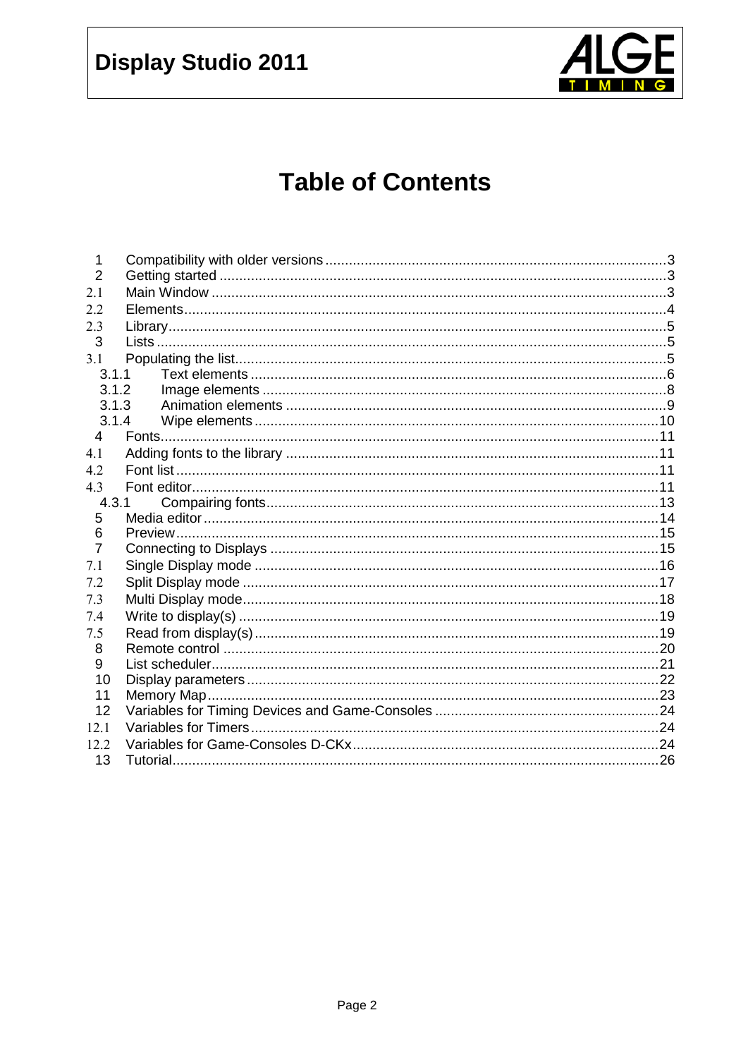# Table of Contents

| | | |
|---|---|---|
| 1 | Compatibility with older versions | 3 |
| 2 | Getting started | 3 |
| 2.1 | Main Window | 3 |
| 2.2 | Elements | 4 |
| 2.3 | Library | 5 |
| 3 | Lists | 5 |
| 3.1 | Populating the list | 5 |
| 3.1.1 | Text elements | 6 |
| 3.1.2 | Image elements | 8 |
| 3.1.3 | Animation elements | 9 |
| 3.1.4 | Wipe elements | 10 |
| 4 | Fonts | 11 |
| 4.1 | Adding fonts to the library | 11 |
| 4.2 | Font list | 11 |
| 4.3 | Font editor | 11 |
| 4.3.1 | Compairing fonts | 13 |
| 5 | Media editor | 14 |
| 6 | Preview | 15 |
| 7 | Connecting to Displays | 15 |
| 7.1 | Single Display mode | 16 |
| 7.2 | Split Display mode | 17 |
| 7.3 | Multi Display mode | 18 |
| 7.4 | Write to display(s) | 19 |
| 7.5 | Read from display(s) | 19 |
| 8 | Remote control | 20 |
| 9 | List scheduler | 21 |
| 10 | Display parameters | 22 |
| 11 | Memory Map | 23 |
| 12 | Variables for Timing Devices and Game-Consoles | 24 |
| 12.1 | Variables for Timers | 24 |
| 12.2 | Variables for Game-Consoles D-CKx | 24 |
| 13 | Tutorial | 26 |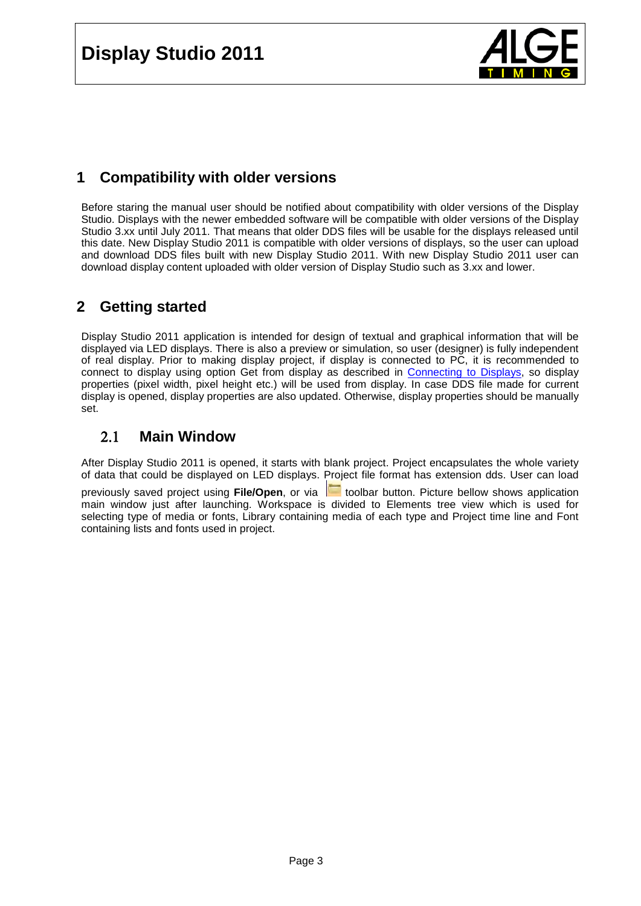# 1 Compatibility with older versions

Before staring the manual user should be notified about compatibility with older versions of the Display Studio. Displays with the newer embedded software will be compatible with older versions of the Display Studio 3.xx until July 2011. That means that older DDS files will be usable for the displays released until this date. New Display Studio 2011 is compatible with older versions of displays, so the user can upload and download DDS files built with new Display Studio 2011. With new Display Studio 2011 user can download display content uploaded with older version of Display Studio such as 3.xx and lower.

# 2 Getting started

Display Studio 2011 application is intended for design of textual and graphical information that will be displayed via LED displays. There is also a preview or simulation, so user (designer) is fully independent of real display. Prior to making display project, if display is connected to PC, it is recommended to connect to display using option Get from display as described in Connecting to Displays, so display properties (pixel width, pixel height etc.) will be used from display. In case DDS file made for current display is opened, display properties are also updated. Otherwise, display properties should be manually set.

## 2.1 Main Window

After Display Studio 2011 is opened, it starts with blank project. Project encapsulates the whole variety of data that could be displayed on LED displays. Project file format has extension dds. User can load previously saved project using **File/Open**, or via toolbar button. Picture bellow shows application main window just after launching. Workspace is divided to Elements tree view which is used for selecting type of media or fonts, Library containing media of each type and Project time line and Font containing lists and fonts used in project.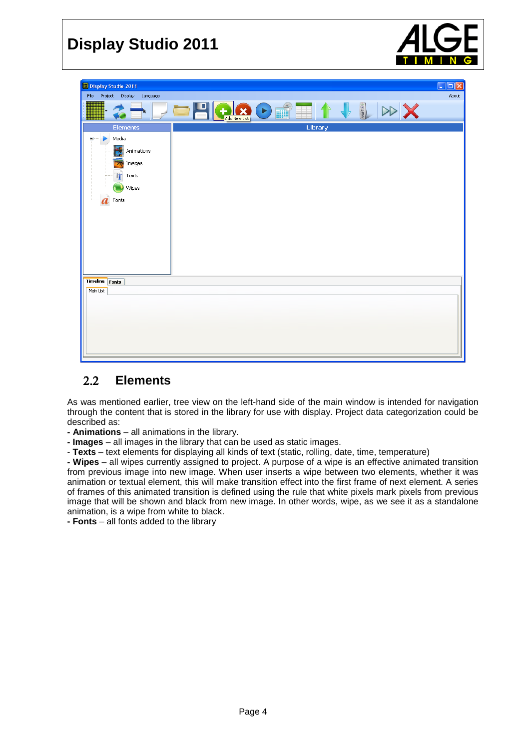## 2.2 Elements

As was mentioned earlier, tree view on the left-hand side of the main window is intended for navigation through the content that is stored in the library for use with display. Project data categorization could be described as:

- **Animations** – all animations in the library.
- **Images** – all images in the library that can be used as static images.
- **Texts** – text elements for displaying all kinds of text (static, rolling, date, time, temperature)
- **Wipes** – all wipes currently assigned to project. A purpose of a wipe is an effective animated transition from previous image into new image. When user inserts a wipe between two elements, whether it was animation or textual element, this will make transition effect into the first frame of next element. A series of frames of this animated transition is defined using the rule that white pixels mark pixels from previous image that will be shown and black from new image. In other words, wipe, as we see it as a standalone animation, is a wipe from white to black.
- **Fonts** – all fonts added to the library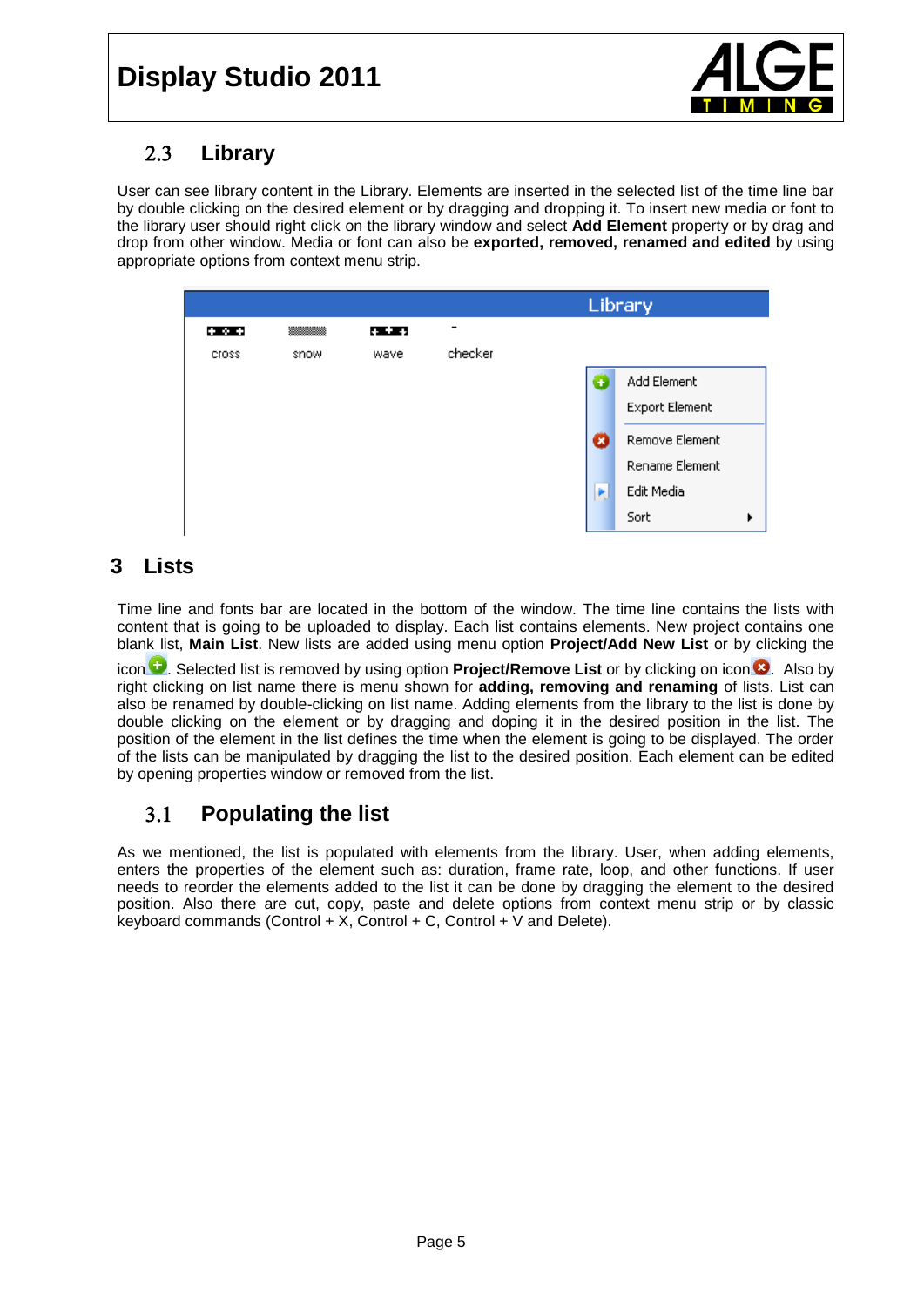## 2.3 Library

User can see library content in the Library. Elements are inserted in the selected list of the time line bar by double clicking on the desired element or by dragging and dropping it. To insert new media or font to the library user should right click on the library window and select **Add Element** property or by drag and drop from other window. Media or font can also be **exported, removed, renamed and edited** by using appropriate options from context menu strip.

# 3 Lists

Time line and fonts bar are located in the bottom of the window. The time line contains the lists with content that is going to be uploaded to display. Each list contains elements. New project contains one blank list, **Main List**. New lists are added using menu option **Project/Add New List** or by clicking the icon . Selected list is removed by using option **Project/Remove List** or by clicking on icon . Also by right clicking on list name there is menu shown for **adding, removing and renaming** of lists. List can also be renamed by double-clicking on list name. Adding elements from the library to the list is done by double clicking on the element or by dragging and doping it in the desired position in the list. The position of the element in the list defines the time when the element is going to be displayed. The order of the lists can be manipulated by dragging the list to the desired position. Each element can be edited by opening properties window or removed from the list.

## 3.1 Populating the list

As we mentioned, the list is populated with elements from the library. User, when adding elements, enters the properties of the element such as: duration, frame rate, loop, and other functions. If user needs to reorder the elements added to the list it can be done by dragging the element to the desired position. Also there are cut, copy, paste and delete options from context menu strip or by classic keyboard commands (Control + X, Control + C, Control + V and Delete).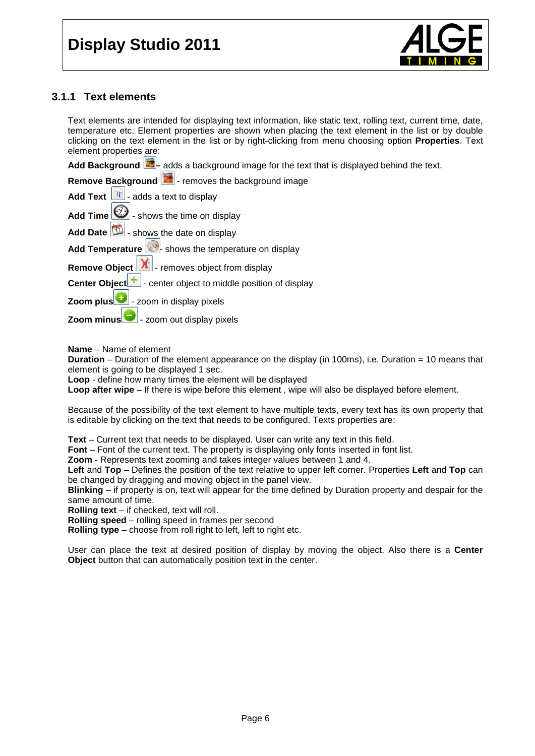### 3.1.1 Text elements

Text elements are intended for displaying text information, like static text, rolling text, current time, date, temperature etc. Element properties are shown when placing the text element in the list or by double clicking on the text element in the list or by right-clicking from menu choosing option **Properties**. Text element properties are:

**Add Background** – adds a background image for the text that is displayed behind the text.

**Remove Background** - removes the background image

**Add Text** - adds a text to display

**Add Time** - shows the time on display

**Add Date** - shows the date on display

**Add Temperature** - shows the temperature on display

**Remove Object** - removes object from display

**Center Object** - center object to middle position of display

**Zoom plus** - zoom in display pixels

**Zoom minus** - zoom out display pixels

**Name** – Name of element
**Duration** – Duration of the element appearance on the display (in 100ms), i.e. Duration = 10 means that element is going to be displayed 1 sec.
**Loop** - define how many times the element will be displayed
**Loop after wipe** – If there is wipe before this element , wipe will also be displayed before element.

Because of the possibility of the text element to have multiple texts, every text has its own property that is editable by clicking on the text that needs to be configured. Texts properties are:

**Text** – Current text that needs to be displayed. User can write any text in this field.
**Font** – Font of the current text. The property is displaying only fonts inserted in font list.
**Zoom** - Represents text zooming and takes integer values between 1 and 4.
**Left** and **Top** – Defines the position of the text relative to upper left corner. Properties **Left** and **Top** can be changed by dragging and moving object in the panel view.
**Blinking** – if property is on, text will appear for the time defined by Duration property and despair for the same amount of time.
**Rolling text** – if checked, text will roll.
**Rolling speed** – rolling speed in frames per second
**Rolling type** – choose from roll right to left, left to right etc.

User can place the text at desired position of display by moving the object. Also there is a **Center Object** button that can automatically position text in the center.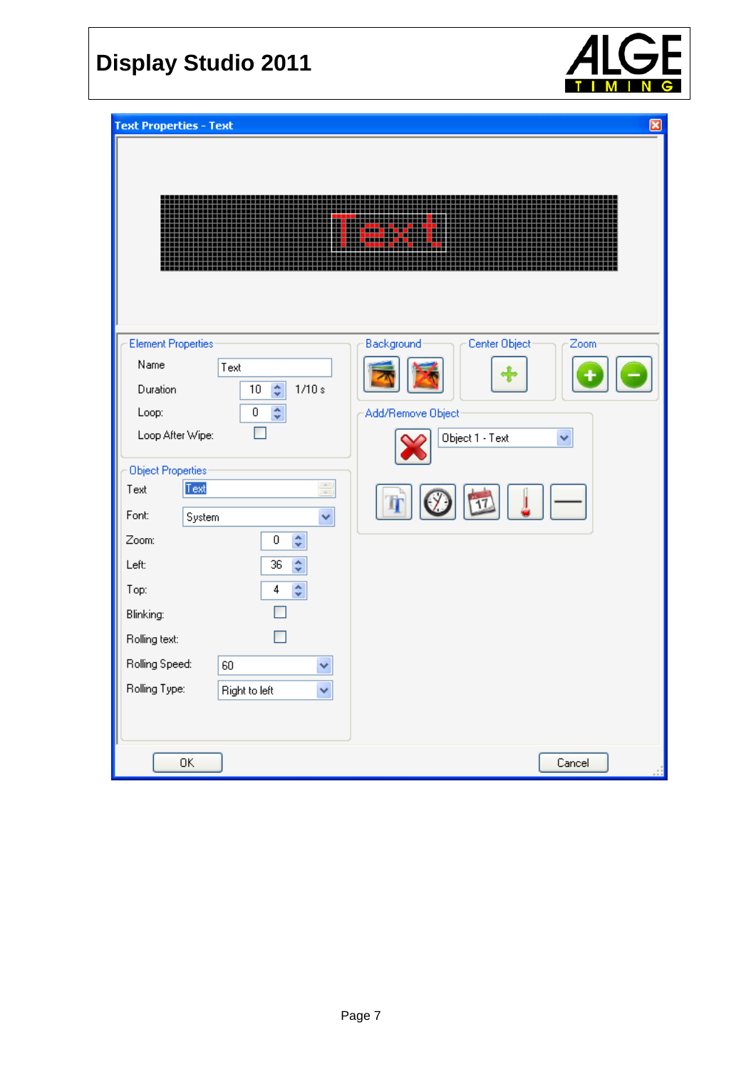Text Properties - Text

Element Properties

Name: Text

Duration: 10 1/10 s

Loop: 0

Loop After Wipe:

Object Properties

Text: Text

Font: System

Zoom: 0

Left: 36

Top: 4

Blinking:

Rolling text:

Rolling Speed: 60

Rolling Type: Right to left

Background

Center Object

Zoom

Add/Remove Object

Object 1 - Text

OK

Cancel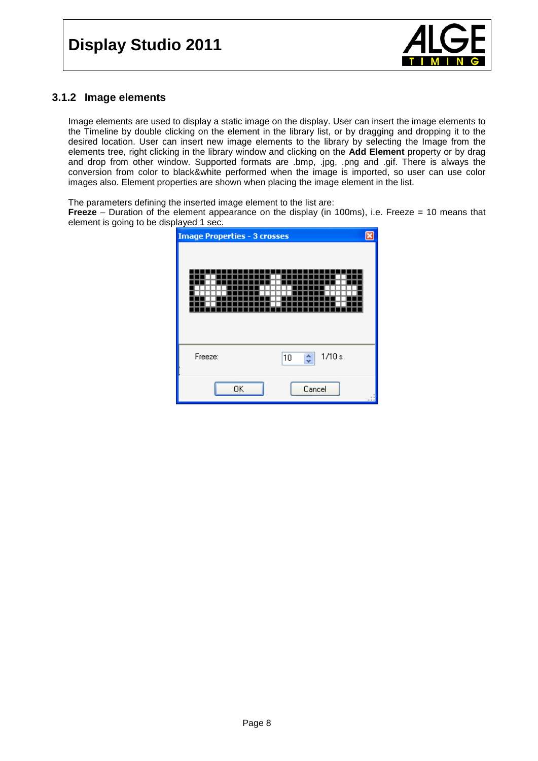### 3.1.2 Image elements

Image elements are used to display a static image on the display. User can insert the image elements to the Timeline by double clicking on the element in the library list, or by dragging and dropping it to the desired location. User can insert new image elements to the library by selecting the Image from the elements tree, right clicking in the library window and clicking on the **Add Element** property or by drag and drop from other window. Supported formats are .bmp, .jpg, .png and .gif. There is always the conversion from color to black&white performed when the image is imported, so user can use color images also. Element properties are shown when placing the image element in the list.

The parameters defining the inserted image element to the list are:
**Freeze** – Duration of the element appearance on the display (in 100ms), i.e. Freeze = 10 means that element is going to be displayed 1 sec.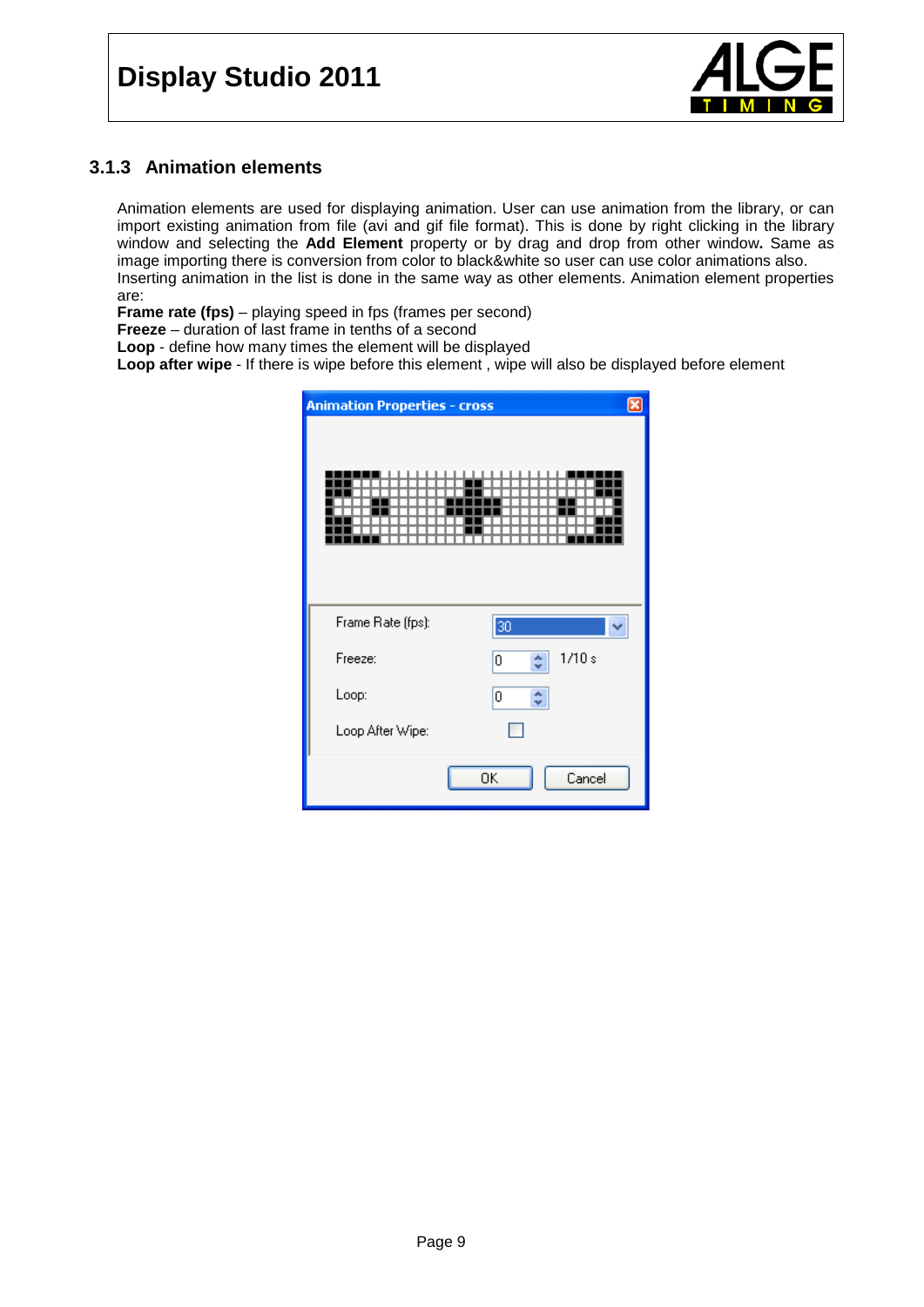### 3.1.3 Animation elements

Animation elements are used for displaying animation. User can use animation from the library, or can import existing animation from file (avi and gif file format). This is done by right clicking in the library window and selecting the **Add Element** property or by drag and drop from other window**.** Same as image importing there is conversion from color to black&white so user can use color animations also.
Inserting animation in the list is done in the same way as other elements. Animation element properties are:
**Frame rate (fps)** – playing speed in fps (frames per second)
**Freeze** – duration of last frame in tenths of a second
**Loop** - define how many times the element will be displayed
**Loop after wipe** - If there is wipe before this element , wipe will also be displayed before element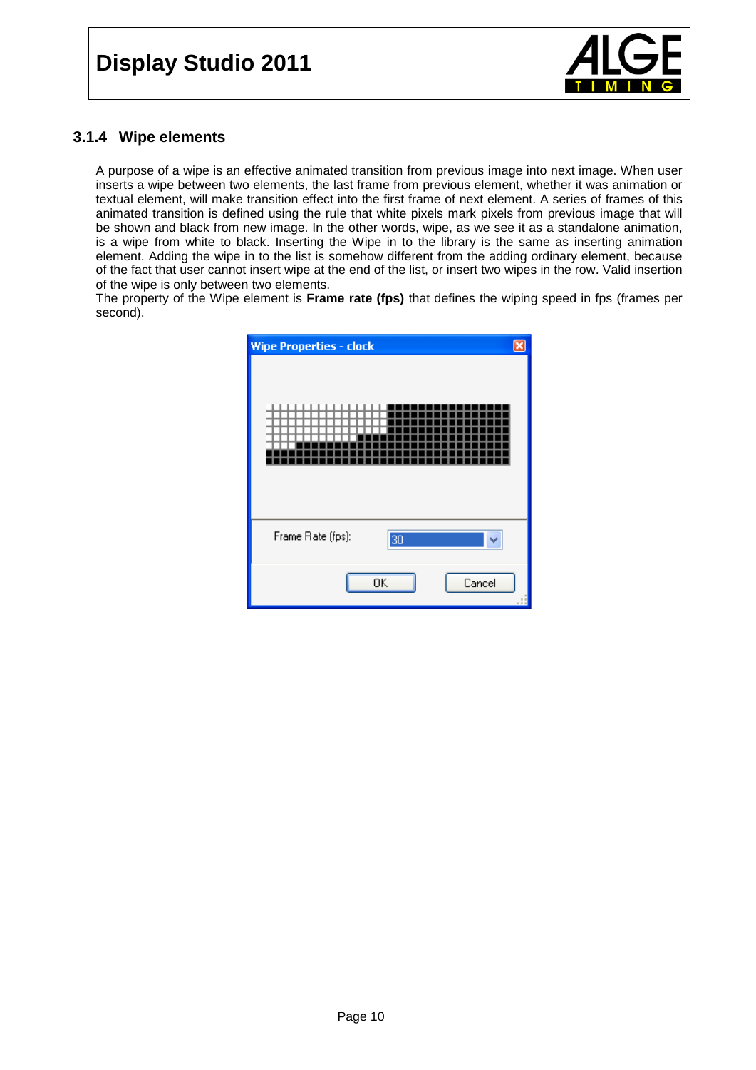### 3.1.4 Wipe elements

A purpose of a wipe is an effective animated transition from previous image into next image. When user inserts a wipe between two elements, the last frame from previous element, whether it was animation or textual element, will make transition effect into the first frame of next element. A series of frames of this animated transition is defined using the rule that white pixels mark pixels from previous image that will be shown and black from new image. In the other words, wipe, as we see it as a standalone animation, is a wipe from white to black. Inserting the Wipe in to the library is the same as inserting animation element. Adding the wipe in to the list is somehow different from the adding ordinary element, because of the fact that user cannot insert wipe at the end of the list, or insert two wipes in the row. Valid insertion of the wipe is only between two elements.

The property of the Wipe element is **Frame rate (fps)** that defines the wiping speed in fps (frames per second).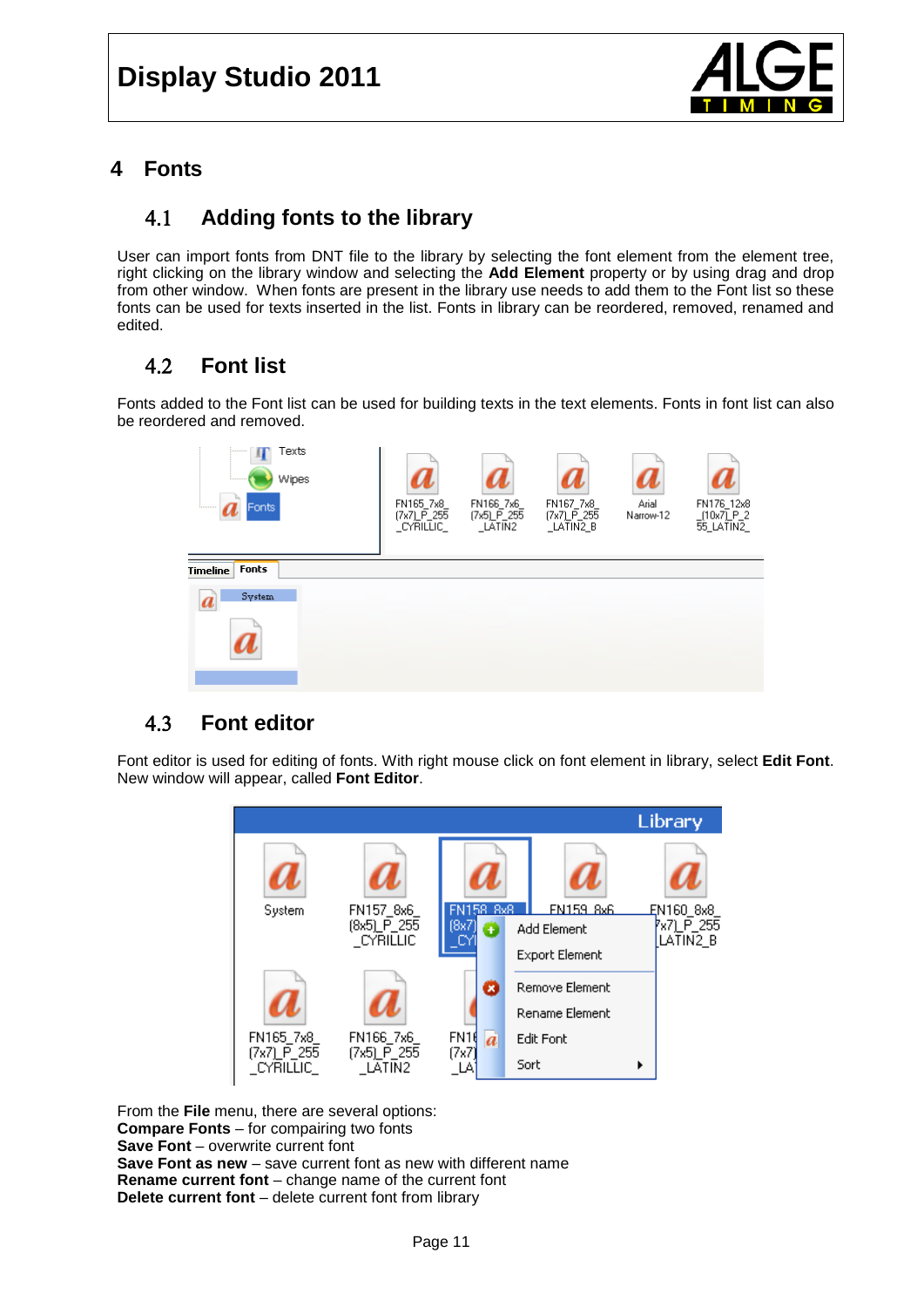# 4 Fonts

## 4.1 Adding fonts to the library

User can import fonts from DNT file to the library by selecting the font element from the element tree, right clicking on the library window and selecting the **Add Element** property or by using drag and drop from other window. When fonts are present in the library use needs to add them to the Font list so these fonts can be used for texts inserted in the list. Fonts in library can be reordered, removed, renamed and edited.

## 4.2 Font list

Fonts added to the Font list can be used for building texts in the text elements. Fonts in font list can also be reordered and removed.

## 4.3 Font editor

Font editor is used for editing of fonts. With right mouse click on font element in library, select **Edit Font**. New window will appear, called **Font Editor**.

From the **File** menu, there are several options:
**Compare Fonts** – for compairing two fonts
**Save Font** – overwrite current font
**Save Font as new** – save current font as new with different name
**Rename current font** – change name of the current font
**Delete current font** – delete current font from library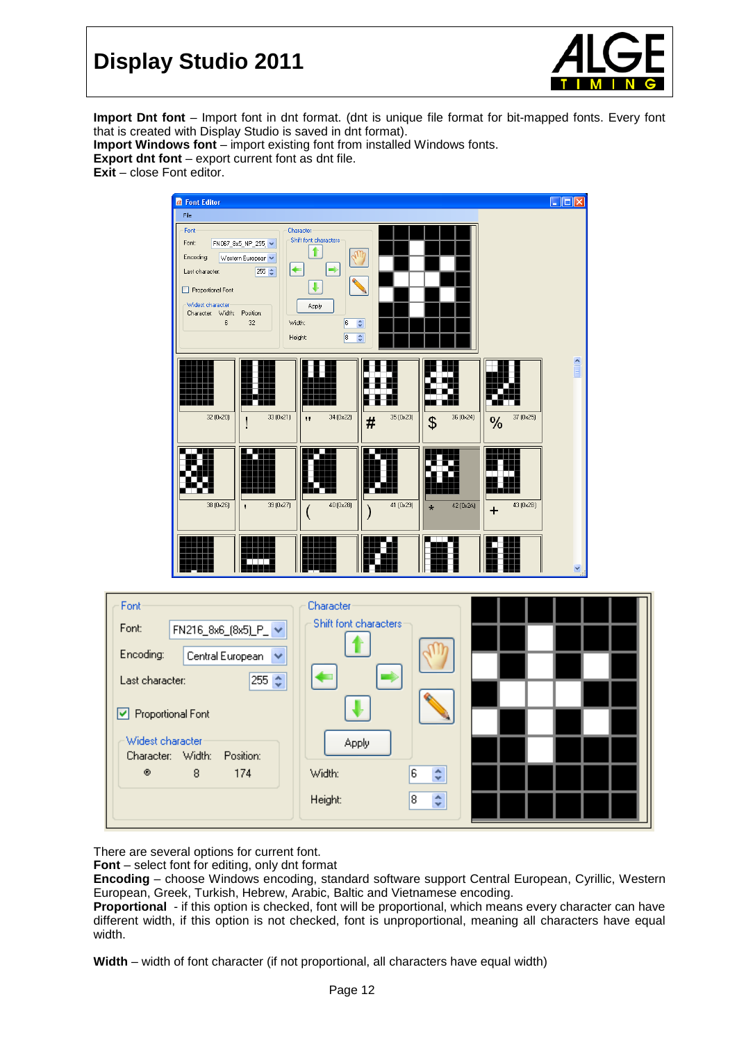**Import Dnt font** – Import font in dnt format. (dnt is unique file format for bit-mapped fonts. Every font that is created with Display Studio is saved in dnt format).
**Import Windows font** – import existing font from installed Windows fonts.
**Export dnt font** – export current font as dnt file.
**Exit** – close Font editor.

There are several options for current font.
**Font** – select font for editing, only dnt format
**Encoding** – choose Windows encoding, standard software support Central European, Cyrillic, Western European, Greek, Turkish, Hebrew, Arabic, Baltic and Vietnamese encoding.
**Proportional** - if this option is checked, font will be proportional, which means every character can have different width, if this option is not checked, font is unproportional, meaning all characters have equal width.

**Width** – width of font character (if not proportional, all characters have equal width)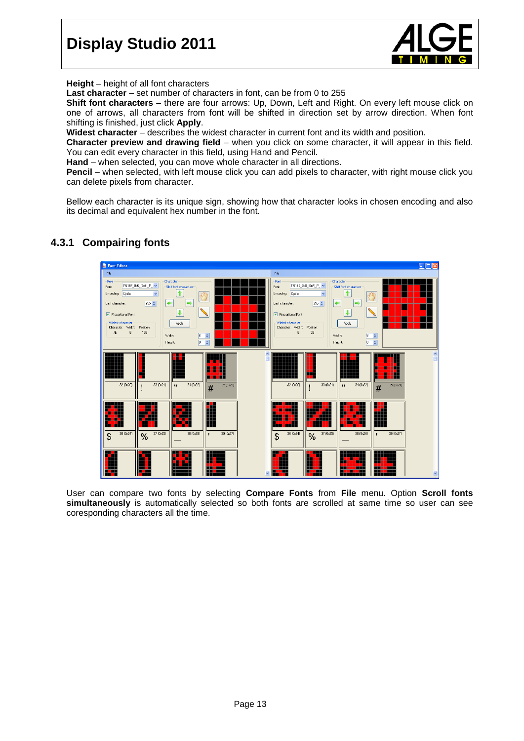**Height** – height of all font characters
**Last character** – set number of characters in font, can be from 0 to 255
**Shift font characters** – there are four arrows: Up, Down, Left and Right. On every left mouse click on one of arrows, all characters from font will be shifted in direction set by arrow direction. When font shifting is finished, just click **Apply**.
**Widest character** – describes the widest character in current font and its width and position.
**Character preview and drawing field** – when you click on some character, it will appear in this field. You can edit every character in this field, using Hand and Pencil.
**Hand** – when selected, you can move whole character in all directions.
**Pencil** – when selected, with left mouse click you can add pixels to character, with right mouse click you can delete pixels from character.

Bellow each character is its unique sign, showing how that character looks in chosen encoding and also its decimal and equivalent hex number in the font.

### 4.3.1 Compairing fonts

User can compare two fonts by selecting **Compare Fonts** from **File** menu. Option **Scroll fonts simultaneously** is automatically selected so both fonts are scrolled at same time so user can see coresponding characters all the time.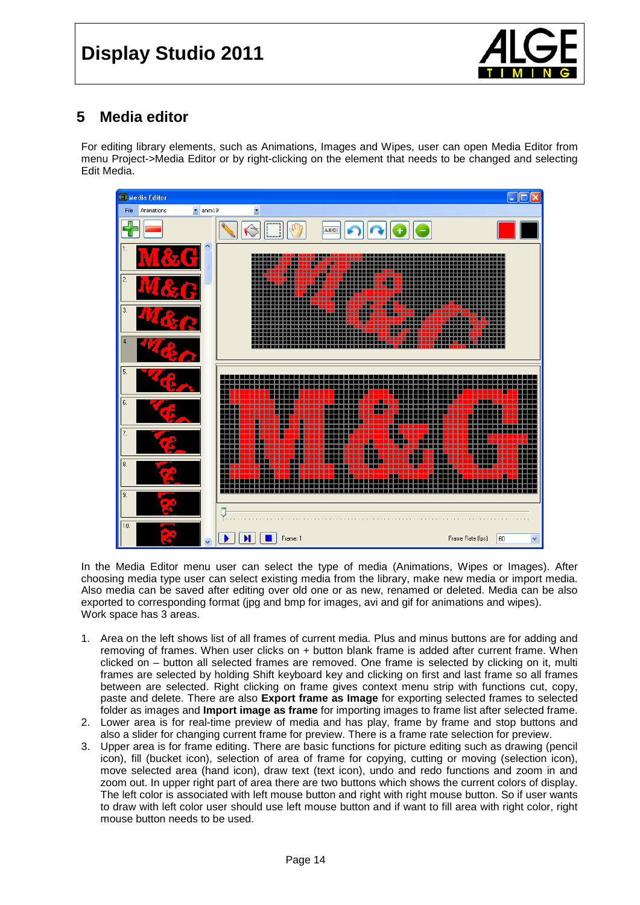# 5 Media editor

For editing library elements, such as Animations, Images and Wipes, user can open Media Editor from menu Project->Media Editor or by right-clicking on the element that needs to be changed and selecting Edit Media.

In the Media Editor menu user can select the type of media (Animations, Wipes or Images). After choosing media type user can select existing media from the library, make new media or import media. Also media can be saved after editing over old one or as new, renamed or deleted. Media can be also exported to corresponding format (jpg and bmp for images, avi and gif for animations and wipes).
Work space has 3 areas.

1. Area on the left shows list of all frames of current media. Plus and minus buttons are for adding and removing of frames. When user clicks on + button blank frame is added after current frame. When clicked on – button all selected frames are removed. One frame is selected by clicking on it, multi frames are selected by holding Shift keyboard key and clicking on first and last frame so all frames between are selected. Right clicking on frame gives context menu strip with functions cut, copy, paste and delete. There are also **Export frame as Image** for exporting selected frames to selected folder as images and **Import image as frame** for importing images to frame list after selected frame.
2. Lower area is for real-time preview of media and has play, frame by frame and stop buttons and also a slider for changing current frame for preview. There is a frame rate selection for preview.
3. Upper area is for frame editing. There are basic functions for picture editing such as drawing (pencil icon), fill (bucket icon), selection of area of frame for copying, cutting or moving (selection icon), move selected area (hand icon), draw text (text icon), undo and redo functions and zoom in and zoom out. In upper right part of area there are two buttons which shows the current colors of display. The left color is associated with left mouse button and right with right mouse button. So if user wants to draw with left color user should use left mouse button and if want to fill area with right color, right mouse button needs to be used.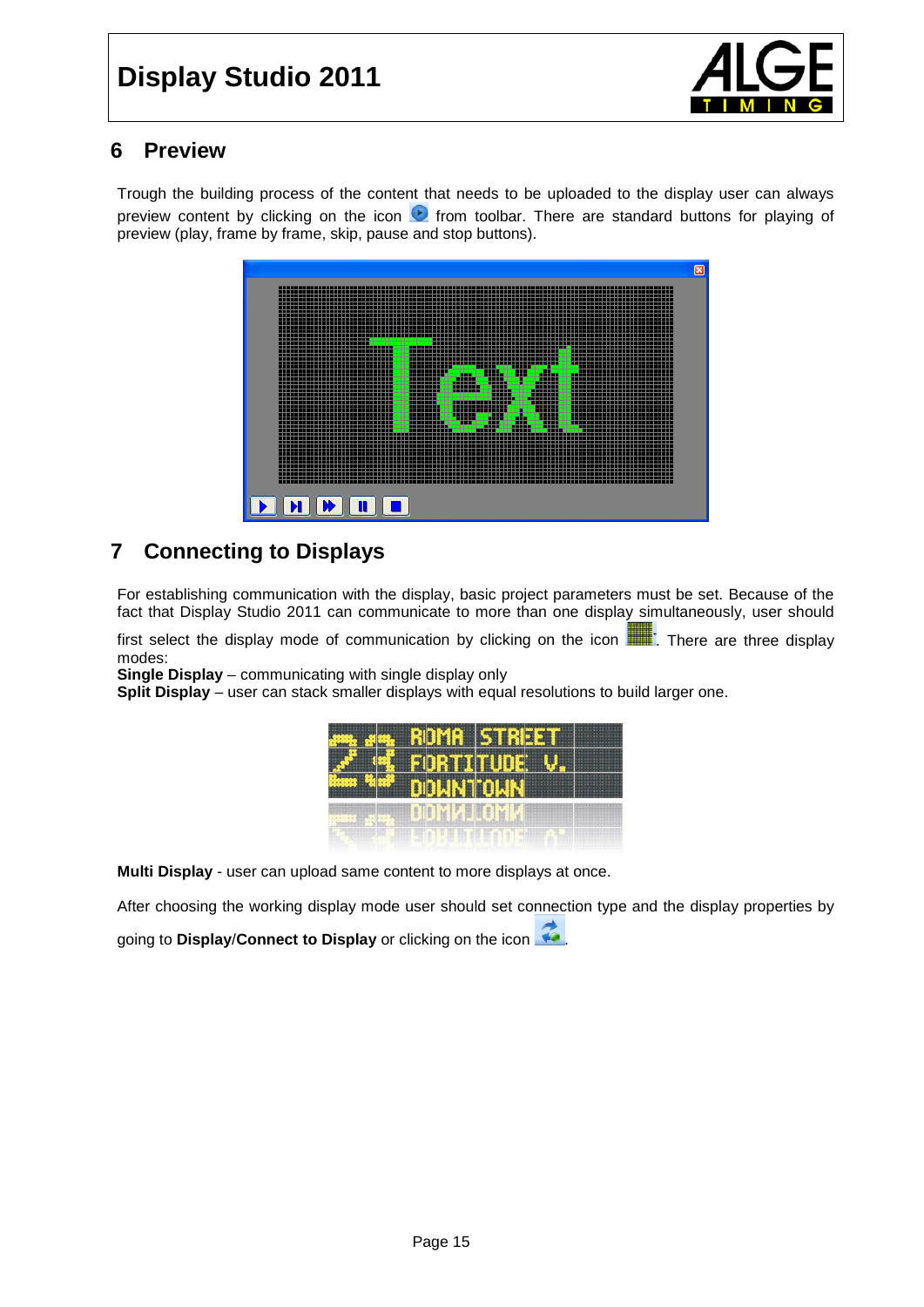## 6 Preview

Trough the building process of the content that needs to be uploaded to the display user can always preview content by clicking on the icon from toolbar. There are standard buttons for playing of preview (play, frame by frame, skip, pause and stop buttons).

## 7 Connecting to Displays

For establishing communication with the display, basic project parameters must be set. Because of the fact that Display Studio 2011 can communicate to more than one display simultaneously, user should first select the display mode of communication by clicking on the icon . There are three display modes:

**Single Display** – communicating with single display only
**Split Display** – user can stack smaller displays with equal resolutions to build larger one.

**Multi Display** - user can upload same content to more displays at once.

After choosing the working display mode user should set connection type and the display properties by going to **Display/Connect to Display** or clicking on the icon .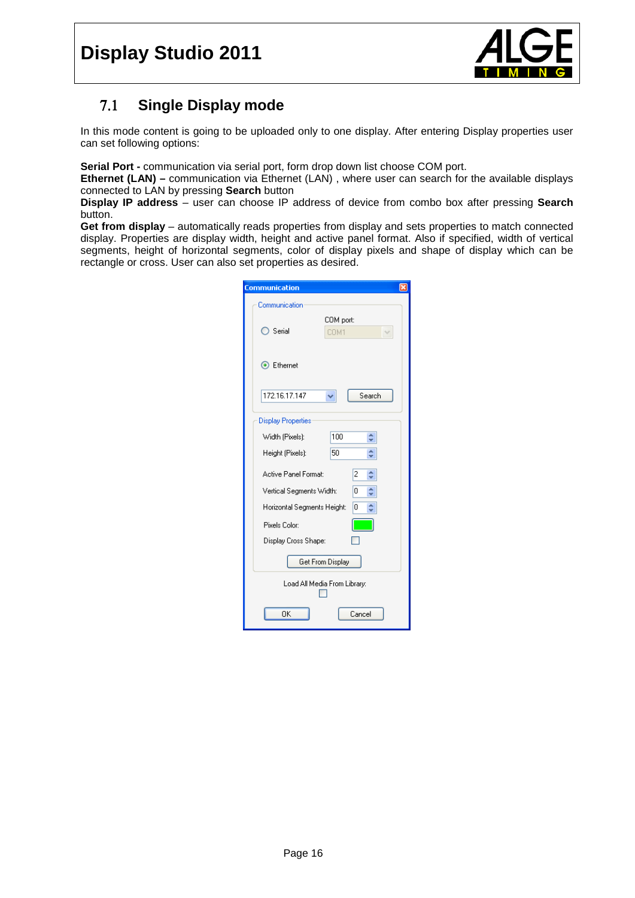## 7.1 Single Display mode

In this mode content is going to be uploaded only to one display. After entering Display properties user can set following options:

**Serial Port -** communication via serial port, form drop down list choose COM port.
**Ethernet (LAN) –** communication via Ethernet (LAN) , where user can search for the available displays connected to LAN by pressing **Search** button
**Display IP address** – user can choose IP address of device from combo box after pressing **Search** button.
**Get from display** – automatically reads properties from display and sets properties to match connected display. Properties are display width, height and active panel format. Also if specified, width of vertical segments, height of horizontal segments, color of display pixels and shape of display which can be rectangle or cross. User can also set properties as desired.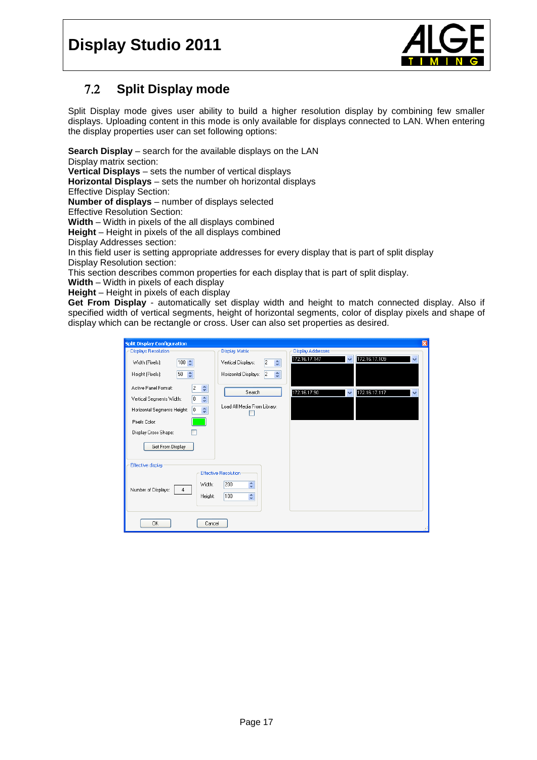## 7.2 Split Display mode

Split Display mode gives user ability to build a higher resolution display by combining few smaller displays. Uploading content in this mode is only available for displays connected to LAN. When entering the display properties user can set following options:

**Search Display** – search for the available displays on the LAN
Display matrix section:
**Vertical Displays** – sets the number of vertical displays
**Horizontal Displays** – sets the number oh horizontal displays
Effective Display Section:
**Number of displays** – number of displays selected
Effective Resolution Section:
**Width** – Width in pixels of the all displays combined
**Height** – Height in pixels of the all displays combined
Display Addresses section:
In this field user is setting appropriate addresses for every display that is part of split display
Display Resolution section:
This section describes common properties for each display that is part of split display.
**Width** – Width in pixels of each display
**Height** – Height in pixels of each display
**Get From Display** - automatically set display width and height to match connected display. Also if specified width of vertical segments, height of horizontal segments, color of display pixels and shape of display which can be rectangle or cross. User can also set properties as desired.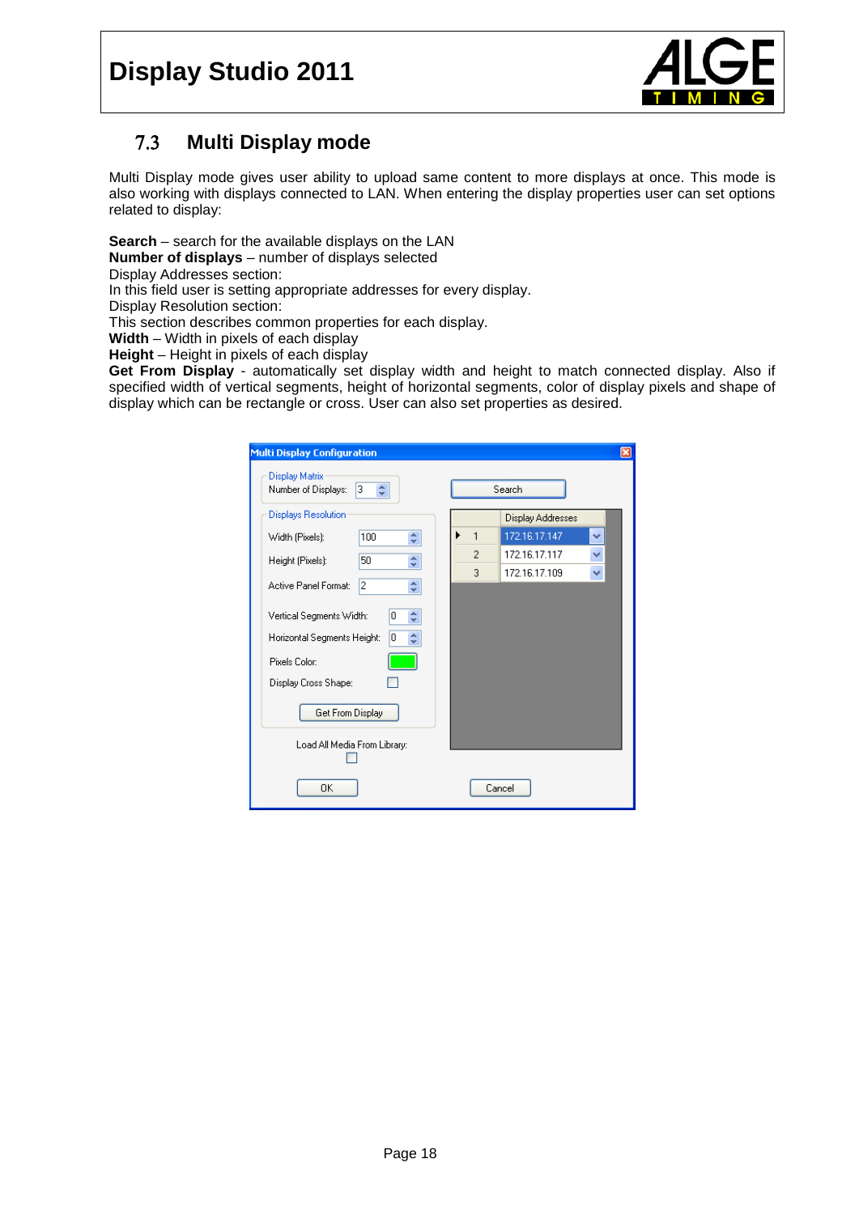## 7.3 Multi Display mode

Multi Display mode gives user ability to upload same content to more displays at once. This mode is also working with displays connected to LAN. When entering the display properties user can set options related to display:

**Search** – search for the available displays on the LAN
**Number of displays** – number of displays selected
Display Addresses section:
In this field user is setting appropriate addresses for every display.
Display Resolution section:
This section describes common properties for each display.
**Width** – Width in pixels of each display
**Height** – Height in pixels of each display
**Get From Display** - automatically set display width and height to match connected display. Also if specified width of vertical segments, height of horizontal segments, color of display pixels and shape of display which can be rectangle or cross. User can also set properties as desired.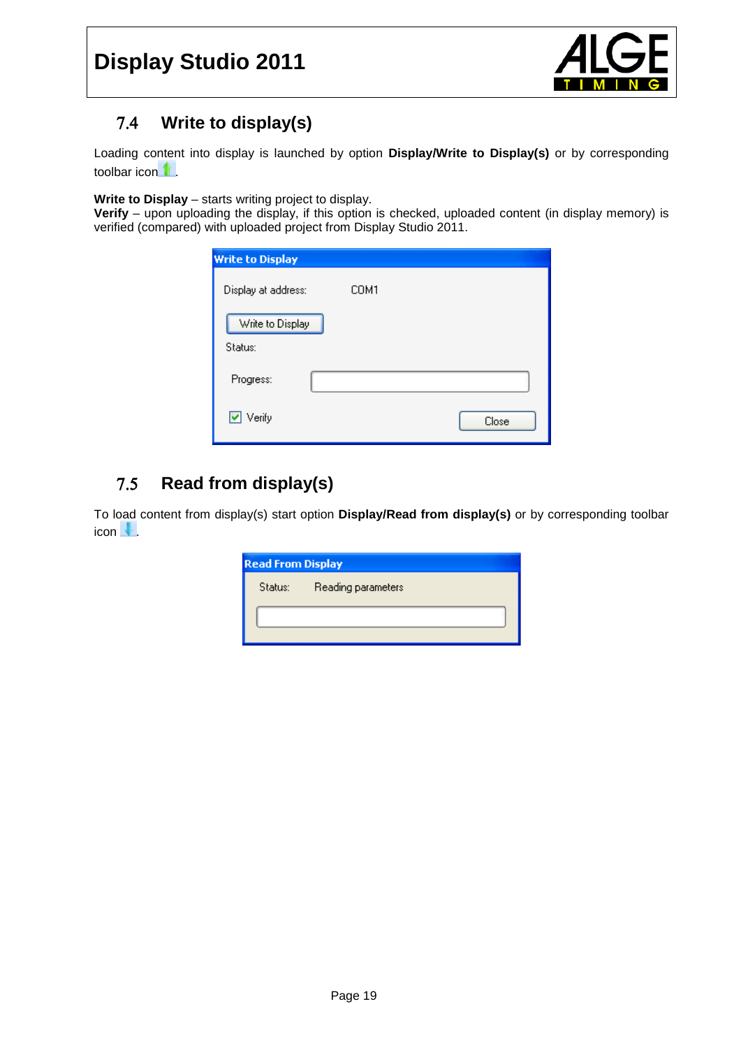## 7.4 Write to display(s)

Loading content into display is launched by option **Display/Write to Display(s)** or by corresponding toolbar icon .

**Write to Display** – starts writing project to display.
**Verify** – upon uploading the display, if this option is checked, uploaded content (in display memory) is verified (compared) with uploaded project from Display Studio 2011.

## 7.5 Read from display(s)

To load content from display(s) start option **Display/Read from display(s)** or by corresponding toolbar icon .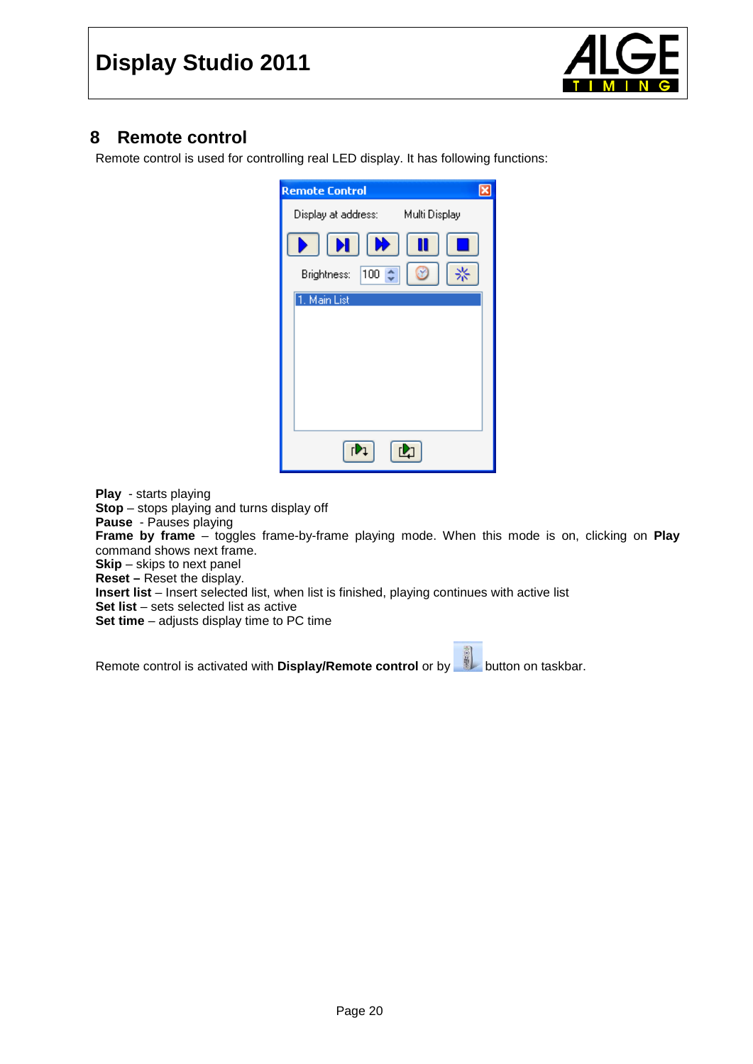## 8 Remote control

Remote control is used for controlling real LED display. It has following functions:

**Play** - starts playing
**Stop** – stops playing and turns display off
**Pause** - Pauses playing
**Frame by frame** – toggles frame-by-frame playing mode. When this mode is on, clicking on **Play** command shows next frame.
**Skip** – skips to next panel
**Reset –** Reset the display.
**Insert list** – Insert selected list, when list is finished, playing continues with active list
**Set list** – sets selected list as active
**Set time** – adjusts display time to PC time

Remote control is activated with **Display/Remote control** or by button on taskbar.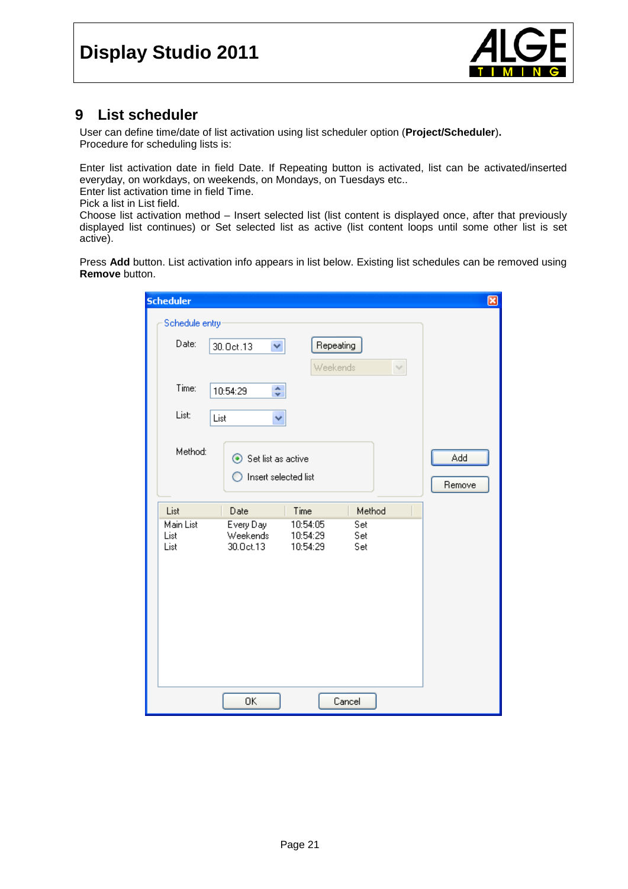# 9 List scheduler

User can define time/date of list activation using list scheduler option (**Project/Scheduler**).
Procedure for scheduling lists is:

Enter list activation date in field Date. If Repeating button is activated, list can be activated/inserted everyday, on workdays, on weekends, on Mondays, on Tuesdays etc..
Enter list activation time in field Time.
Pick a list in List field.
Choose list activation method – Insert selected list (list content is displayed once, after that previously displayed list continues) or Set selected list as active (list content loops until some other list is set active).

Press **Add** button. List activation info appears in list below. Existing list schedules can be removed using **Remove** button.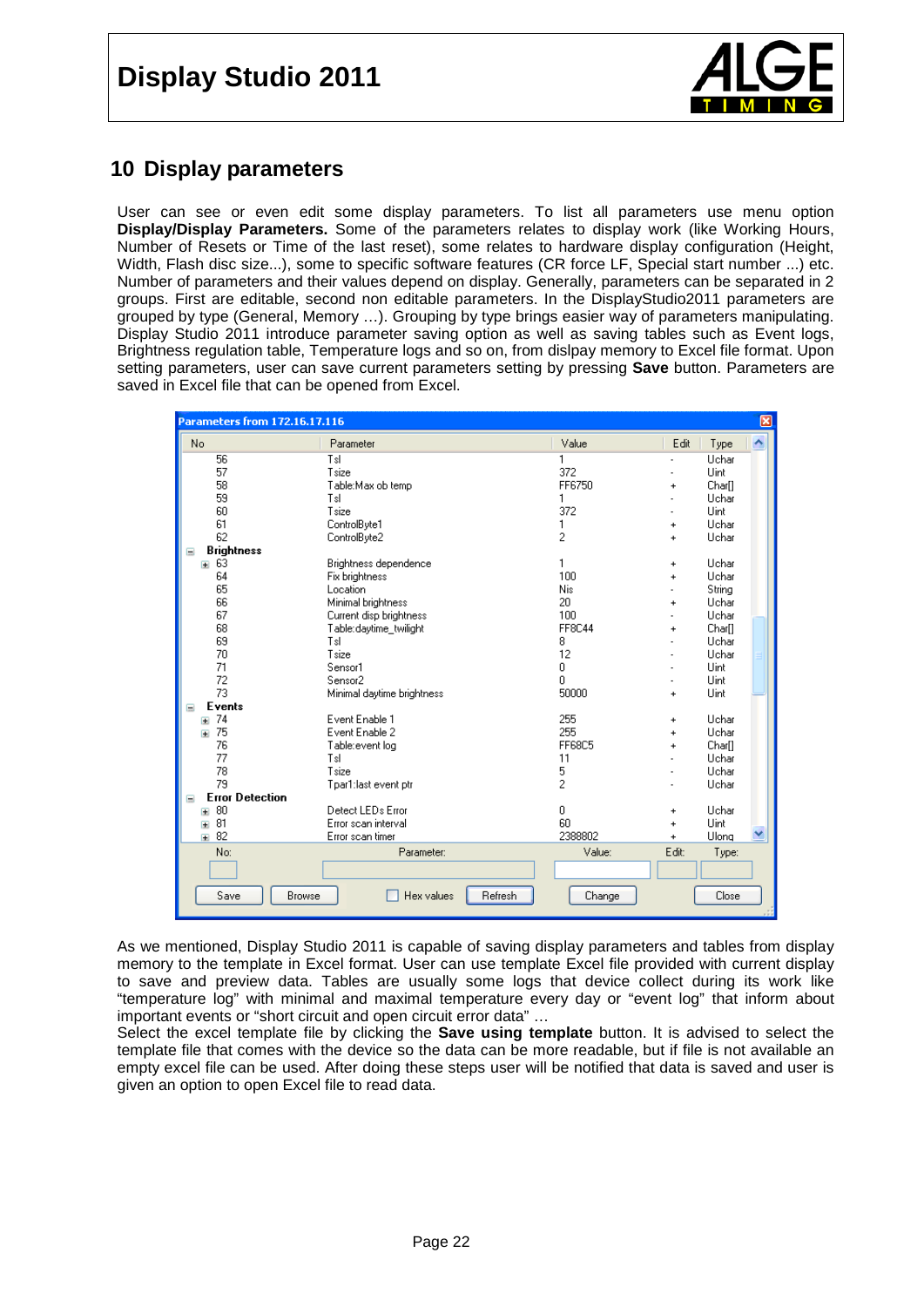## 10 Display parameters

User can see or even edit some display parameters. To list all parameters use menu option **Display/Display Parameters.** Some of the parameters relates to display work (like Working Hours, Number of Resets or Time of the last reset), some relates to hardware display configuration (Height, Width, Flash disc size...), some to specific software features (CR force LF, Special start number ...) etc. Number of parameters and their values depend on display. Generally, parameters can be separated in 2 groups. First are editable, second non editable parameters. In the DisplayStudio2011 parameters are grouped by type (General, Memory …). Grouping by type brings easier way of parameters manipulating. Display Studio 2011 introduce parameter saving option as well as saving tables such as Event logs, Brightness regulation table, Temperature logs and so on, from dislpay memory to Excel file format. Upon setting parameters, user can save current parameters setting by pressing **Save** button. Parameters are saved in Excel file that can be opened from Excel.

Parameters from 172.16.17.116

| No | Parameter | Value | Edit | Type |
|---|---|---|---|---|
| 56 | Tsl | 1 | - | Uchar |
| 57 | Tsize | 372 | - | Uint |
| 58 | Table:Max ob temp | FF6750 | + | Char[] |
| 59 | Tsl | 1 | - | Uchar |
| 60 | Tsize | 372 | - | Uint |
| 61 | ControlByte1 | 1 | + | Uchar |
| 62 | ControlByte2 | 2 | + | Uchar |
| **Brightness** | | | | |
| 63 | Brightness dependence | 1 | + | Uchar |
| 64 | Fix brightness | 100 | + | Uchar |
| 65 | Location | Nis | - | String |
| 66 | Minimal brightness | 20 | + | Uchar |
| 67 | Current disp brightness | 100 | - | Uchar |
| 68 | Table:daytime_twilight | FF8C44 | + | Char[] |
| 69 | Tsl | 8 | - | Uchar |
| 70 | Tsize | 12 | - | Uchar |
| 71 | Sensor1 | 0 | - | Uint |
| 72 | Sensor2 | 0 | - | Uint |
| 73 | Minimal daytime brightness | 50000 | + | Uint |
| **Events** | | | | |
| 74 | Event Enable 1 | 255 | + | Uchar |
| 75 | Event Enable 2 | 255 | + | Uchar |
| 76 | Table:event log | FF68C5 | + | Char[] |
| 77 | Tsl | 11 | - | Uchar |
| 78 | Tsize | 5 | - | Uchar |
| 79 | Tpar1:last event ptr | 2 | - | Uchar |
| **Error Detection** | | | | |
| 80 | Detect LEDs Error | 0 | + | Uchar |
| 81 | Error scan interval | 60 | + | Uint |
| 82 | Error scan timer | 2388802 | + | Ulong |

No: Parameter: Value: Edit: Type:

Save | Browse | Hex values | Refresh | Change | Close

As we mentioned, Display Studio 2011 is capable of saving display parameters and tables from display memory to the template in Excel format. User can use template Excel file provided with current display to save and preview data. Tables are usually some logs that device collect during its work like "temperature log" with minimal and maximal temperature every day or "event log" that inform about important events or "short circuit and open circuit error data" …

Select the excel template file by clicking the **Save using template** button. It is advised to select the template file that comes with the device so the data can be more readable, but if file is not available an empty excel file can be used. After doing these steps user will be notified that data is saved and user is given an option to open Excel file to read data.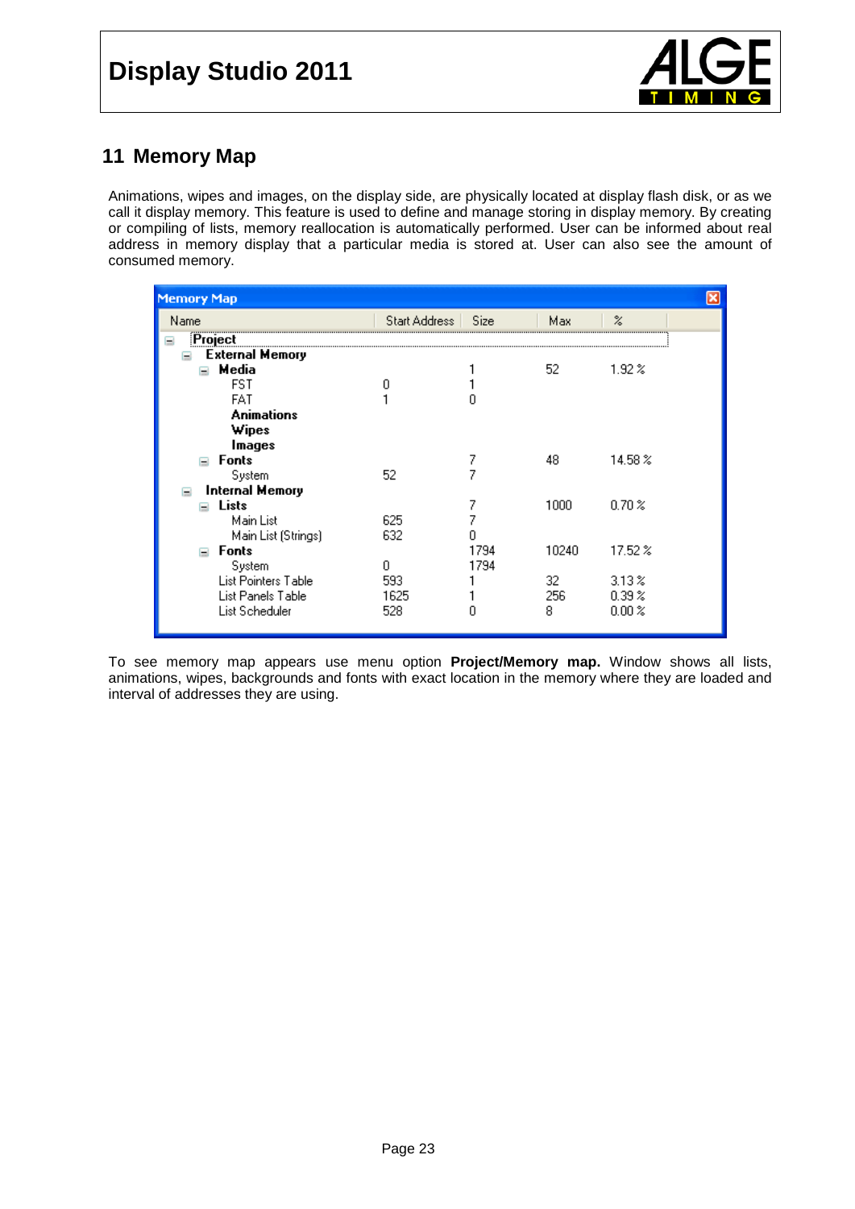## 11 Memory Map

Animations, wipes and images, on the display side, are physically located at display flash disk, or as we call it display memory. This feature is used to define and manage storing in display memory. By creating or compiling of lists, memory reallocation is automatically performed. User can be informed about real address in memory display that a particular media is stored at. User can also see the amount of consumed memory.

**Memory Map**

| Name | Start Address | Size | Max | % |
|---|---|---|---|---|
| **Project** | | | | |
| **External Memory** | | | | |
| **Media** | | 1 | 52 | 1.92 % |
| FST | 0 | 1 | | |
| FAT | 1 | 0 | | |
| **Animations** | | | | |
| **Wipes** | | | | |
| **Images** | | | | |
| **Fonts** | | 7 | 48 | 14.58 % |
| System | 52 | 7 | | |
| **Internal Memory** | | | | |
| **Lists** | | 7 | 1000 | 0.70 % |
| Main List | 625 | 7 | | |
| Main List (Strings) | 632 | 0 | | |
| **Fonts** | | 1794 | 10240 | 17.52 % |
| System | 0 | 1794 | | |
| List Pointers Table | 593 | 1 | 32 | 3.13 % |
| List Panels Table | 1625 | 1 | 256 | 0.39 % |
| List Scheduler | 528 | 0 | 8 | 0.00 % |

To see memory map appears use menu option **Project/Memory map.** Window shows all lists, animations, wipes, backgrounds and fonts with exact location in the memory where they are loaded and interval of addresses they are using.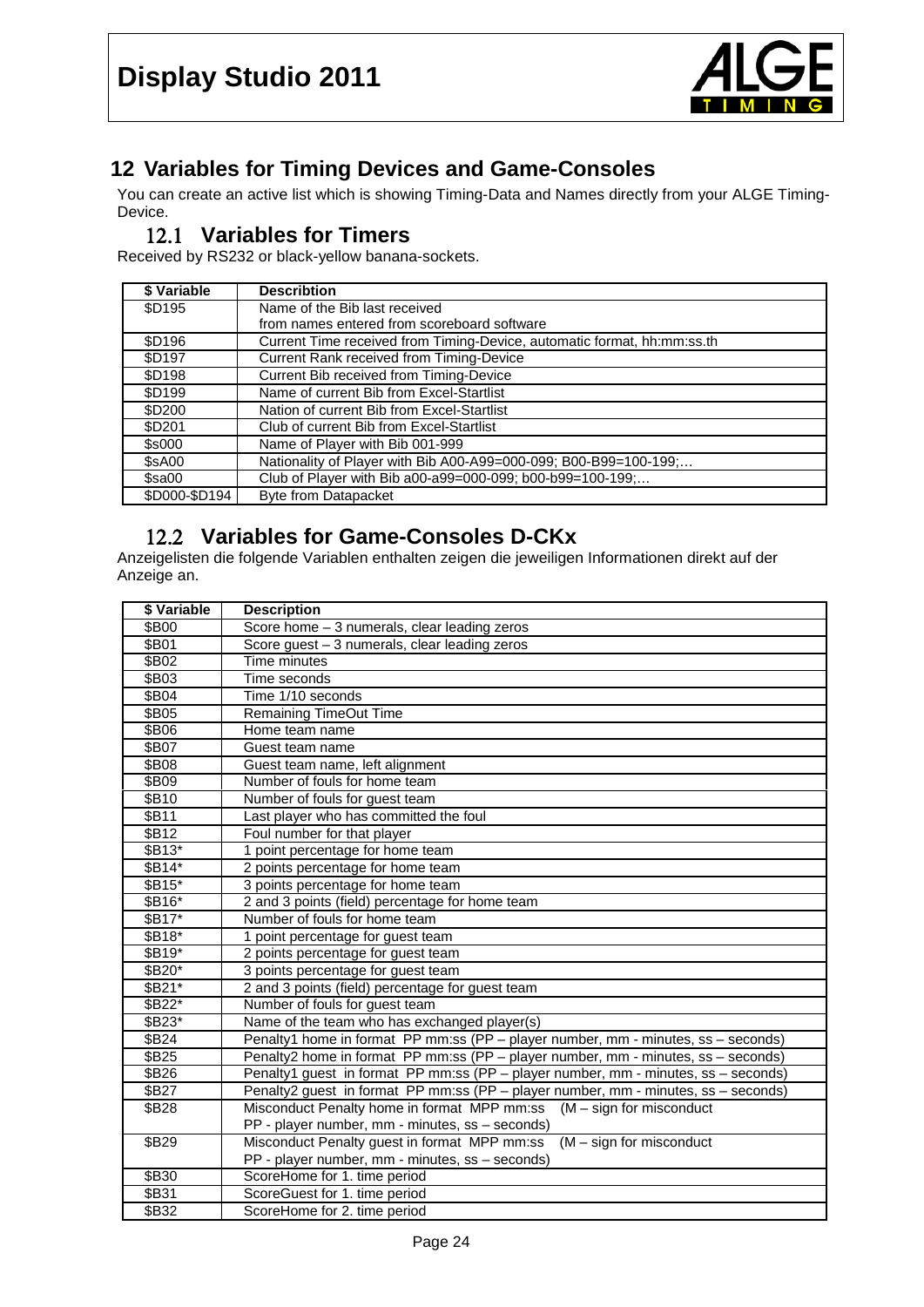## 12 Variables for Timing Devices and Game-Consoles

You can create an active list which is showing Timing-Data and Names directly from your ALGE Timing-Device.

### 12.1 Variables for Timers

Received by RS232 or black-yellow banana-sockets.

| $ Variable | Describtion |
|---|---|
| $D195 | Name of the Bib last received<br>from names entered from scoreboard software |
| $D196 | Current Time received from Timing-Device, automatic format, hh:mm:ss.th |
| $D197 | Current Rank received from Timing-Device |
| $D198 | Current Bib received from Timing-Device |
| $D199 | Name of current Bib from Excel-Startlist |
| $D200 | Nation of current Bib from Excel-Startlist |
| $D201 | Club of current Bib from Excel-Startlist |
| $s000 | Name of Player with Bib 001-999 |
| $sA00 | Nationality of Player with Bib A00-A99=000-099; B00-B99=100-199;… |
| $sa00 | Club of Player with Bib a00-a99=000-099; b00-b99=100-199;… |
| $D000-$D194 | Byte from Datapacket |

### 12.2 Variables for Game-Consoles D-CKx

Anzeigelisten die folgende Variablen enthalten zeigen die jeweiligen Informationen direkt auf der Anzeige an.

| $ Variable | Description |
|---|---|
| $B00 | Score home – 3 numerals, clear leading zeros |
| $B01 | Score guest – 3 numerals, clear leading zeros |
| $B02 | Time minutes |
| $B03 | Time seconds |
| $B04 | Time 1/10 seconds |
| $B05 | Remaining TimeOut Time |
| $B06 | Home team name |
| $B07 | Guest team name |
| $B08 | Guest team name, left alignment |
| $B09 | Number of fouls for home team |
| $B10 | Number of fouls for guest team |
| $B11 | Last player who has committed the foul |
| $B12 | Foul number for that player |
| $B13* | 1 point percentage for home team |
| $B14* | 2 points percentage for home team |
| $B15* | 3 points percentage for home team |
| $B16* | 2 and 3 points (field) percentage for home team |
| $B17* | Number of fouls for home team |
| $B18* | 1 point percentage for guest team |
| $B19* | 2 points percentage for guest team |
| $B20* | 3 points percentage for guest team |
| $B21* | 2 and 3 points (field) percentage for guest team |
| $B22* | Number of fouls for guest team |
| $B23* | Name of the team who has exchanged player(s) |
| $B24 | Penalty1 home in format PP mm:ss (PP – player number, mm - minutes, ss – seconds) |
| $B25 | Penalty2 home in format PP mm:ss (PP – player number, mm - minutes, ss – seconds) |
| $B26 | Penalty1 guest in format PP mm:ss (PP – player number, mm - minutes, ss – seconds) |
| $B27 | Penalty2 guest in format PP mm:ss (PP – player number, mm - minutes, ss – seconds) |
| $B28 | Misconduct Penalty home in format MPP mm:ss (M – sign for misconduct<br>PP - player number, mm - minutes, ss – seconds) |
| $B29 | Misconduct Penalty guest in format MPP mm:ss (M – sign for misconduct<br>PP - player number, mm - minutes, ss – seconds) |
| $B30 | ScoreHome for 1. time period |
| $B31 | ScoreGuest for 1. time period |
| $B32 | ScoreHome for 2. time period |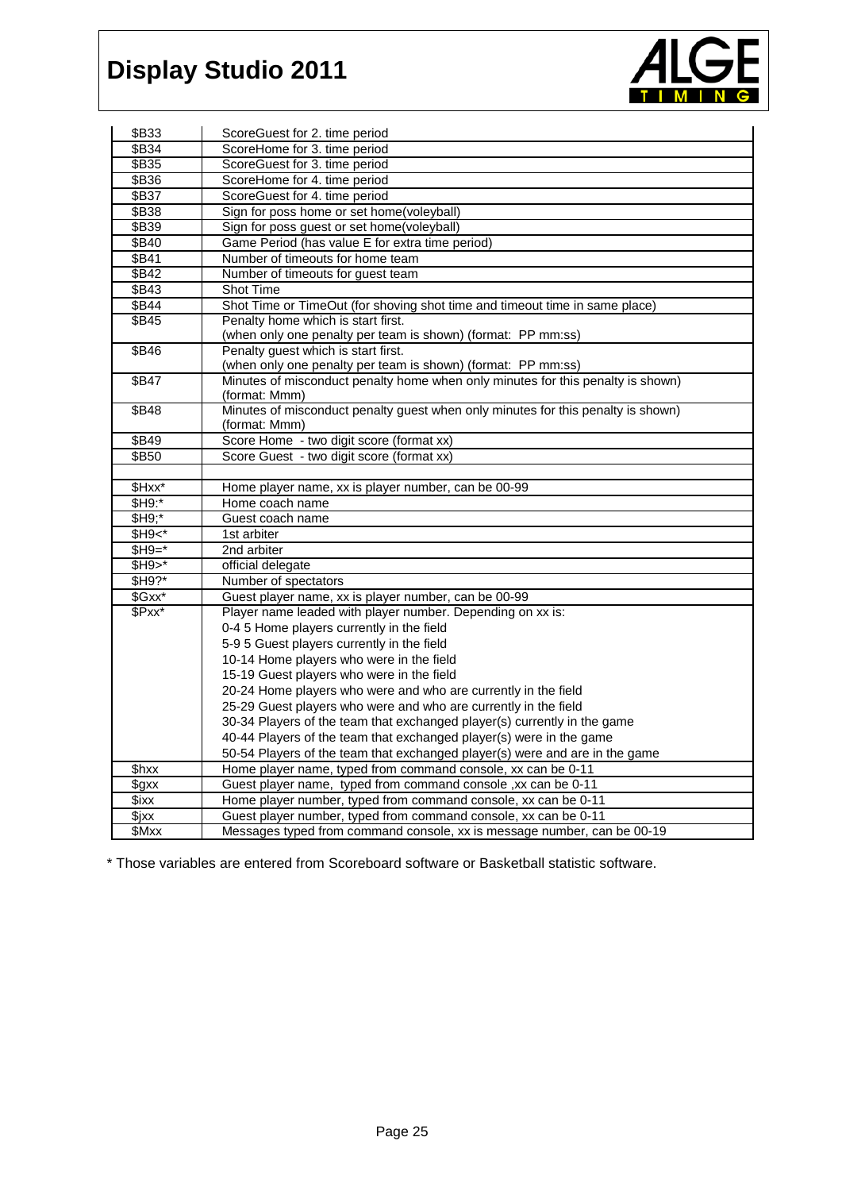| | |
|---|---|
| $B33 | ScoreGuest for 2. time period |
| $B34 | ScoreHome for 3. time period |
| $B35 | ScoreGuest for 3. time period |
| $B36 | ScoreHome for 4. time period |
| $B37 | ScoreGuest for 4. time period |
| $B38 | Sign for poss home or set home(voleyball) |
| $B39 | Sign for poss guest or set home(voleyball) |
| $B40 | Game Period (has value E for extra time period) |
| $B41 | Number of timeouts for home team |
| $B42 | Number of timeouts for guest team |
| $B43 | Shot Time |
| $B44 | Shot Time or TimeOut (for shoving shot time and timeout time in same place) |
| $B45 | Penalty home which is start first.<br>(when only one penalty per team is shown) (format: PP mm:ss) |
| $B46 | Penalty guest which is start first.<br>(when only one penalty per team is shown) (format: PP mm:ss) |
| $B47 | Minutes of misconduct penalty home when only minutes for this penalty is shown)<br>(format: Mmm) |
| $B48 | Minutes of misconduct penalty guest when only minutes for this penalty is shown)<br>(format: Mmm) |
| $B49 | Score Home - two digit score (format xx) |
| $B50 | Score Guest - two digit score (format xx) |
| | |
| $Hxx* | Home player name, xx is player number, can be 00-99 |
| $H9:* | Home coach name |
| $H9;* | Guest coach name |
| $H9<* | 1st arbiter |
| $H9=* | 2nd arbiter |
| $H9>* | official delegate |
| $H9?* | Number of spectators |
| $Gxx* | Guest player name, xx is player number, can be 00-99 |
| $Pxx* | Player name leaded with player number. Depending on xx is:<br>0-4 5 Home players currently in the field<br>5-9 5 Guest players currently in the field<br>10-14 Home players who were in the field<br>15-19 Guest players who were in the field<br>20-24 Home players who were and who are currently in the field<br>25-29 Guest players who were and who are currently in the field<br>30-34 Players of the team that exchanged player(s) currently in the game<br>40-44 Players of the team that exchanged player(s) were in the game<br>50-54 Players of the team that exchanged player(s) were and are in the game |
| $hxx | Home player name, typed from command console, xx can be 0-11 |
| $gxx | Guest player name, typed from command console ,xx can be 0-11 |
| $ixx | Home player number, typed from command console, xx can be 0-11 |
| $jxx | Guest player number, typed from command console, xx can be 0-11 |
| $Mxx | Messages typed from command console, xx is message number, can be 00-19 |

* Those variables are entered from Scoreboard software or Basketball statistic software.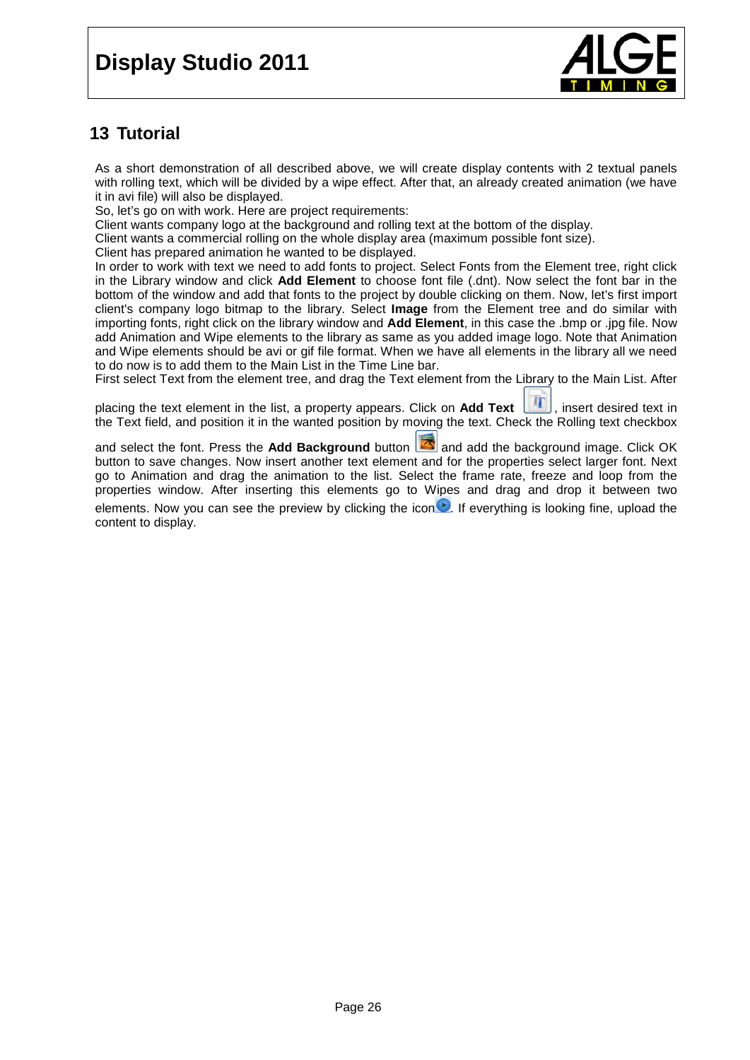## 13 Tutorial

As a short demonstration of all described above, we will create display contents with 2 textual panels with rolling text, which will be divided by a wipe effect. After that, an already created animation (we have it in avi file) will also be displayed.

So, let's go on with work. Here are project requirements:

Client wants company logo at the background and rolling text at the bottom of the display.

Client wants a commercial rolling on the whole display area (maximum possible font size).

Client has prepared animation he wanted to be displayed.

In order to work with text we need to add fonts to project. Select Fonts from the Element tree, right click in the Library window and click **Add Element** to choose font file (.dnt). Now select the font bar in the bottom of the window and add that fonts to the project by double clicking on them. Now, let's first import client's company logo bitmap to the library. Select **Image** from the Element tree and do similar with importing fonts, right click on the library window and **Add Element**, in this case the .bmp or .jpg file. Now add Animation and Wipe elements to the library as same as you added image logo. Note that Animation and Wipe elements should be avi or gif file format. When we have all elements in the library all we need to do now is to add them to the Main List in the Time Line bar.

First select Text from the element tree, and drag the Text element from the Library to the Main List. After placing the text element in the list, a property appears. Click on **Add Text** , insert desired text in the Text field, and position it in the wanted position by moving the text. Check the Rolling text checkbox and select the font. Press the **Add Background** button and add the background image. Click OK button to save changes. Now insert another text element and for the properties select larger font. Next go to Animation and drag the animation to the list. Select the frame rate, freeze and loop from the properties window. After inserting this elements go to Wipes and drag and drop it between two elements. Now you can see the preview by clicking the icon . If everything is looking fine, upload the content to display.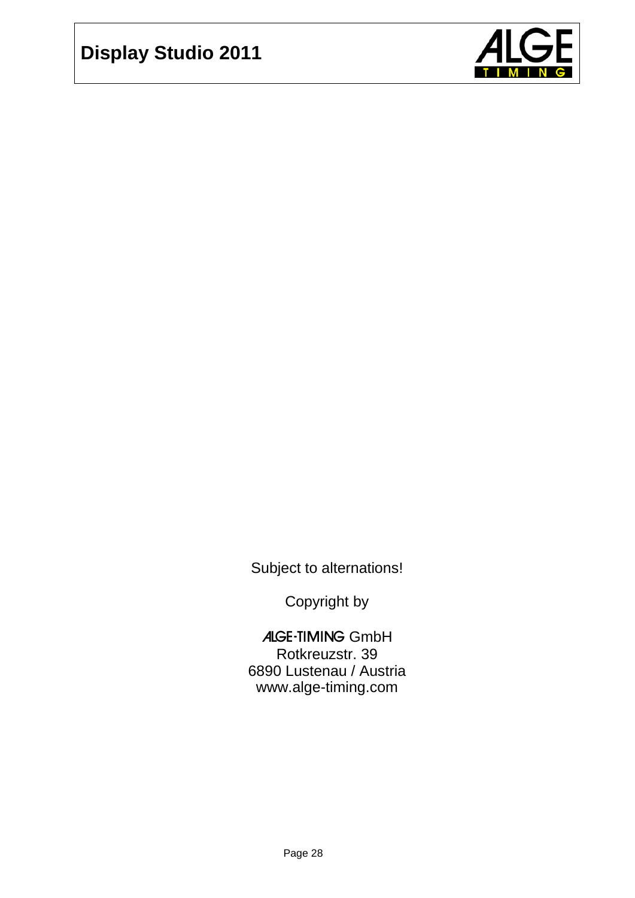Subject to alternations!

Copyright by

ALGE-TIMING GmbH
Rotkreuzstr. 39
6890 Lustenau / Austria
www.alge-timing.com